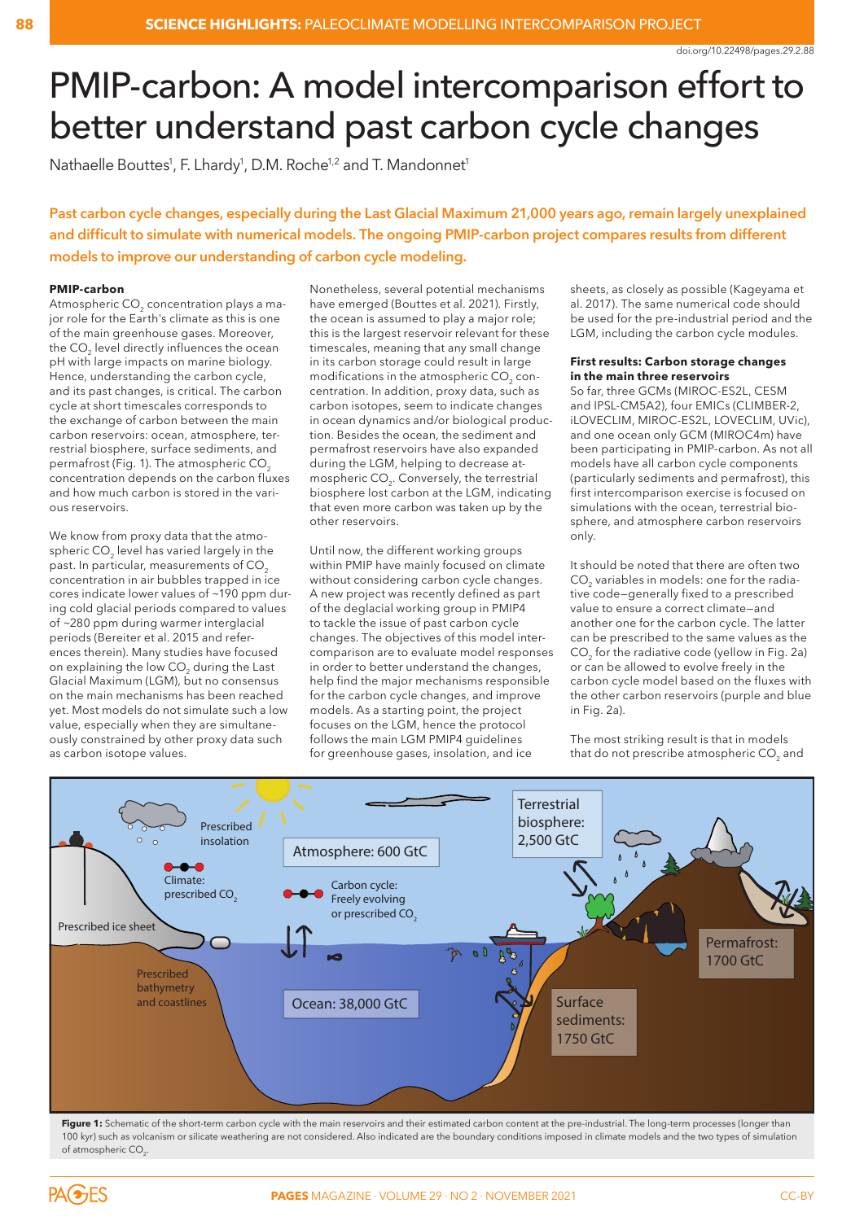doi.org/10.22498/pages.29.2.88

# PMIP-carbon: A model intercomparison effort to better understand past carbon cycle changes

Nathaelle Bouttes[1], F. Lhardy[1], D.M. Roche[1,2] and T. Mandonnet[1]

**Past carbon cycle changes, especially during the Last Glacial Maximum 21,000 years ago, remain largely unexplained and difficult to simulate with numerical models. The ongoing PMIP-carbon project compares results from different models to improve our understanding of carbon cycle modeling.**

### PMIP-carbon

Atmospheric $CO_2$ concentration plays a major role for the Earth's climate as this is one of the main greenhouse gases. Moreover, the $CO_2$ level directly influences the ocean pH with large impacts on marine biology. Hence, understanding the carbon cycle, and its past changes, is critical. The carbon cycle at short timescales corresponds to the exchange of carbon between the main carbon reservoirs: ocean, atmosphere, terrestrial biosphere, surface sediments, and permafrost (Fig. 1). The atmospheric $CO_2$ concentration depends on the carbon fluxes and how much carbon is stored in the various reservoirs.

We know from proxy data that the atmospheric $CO_2$ level has varied largely in the past. In particular, measurements of $CO_2$ concentration in air bubbles trapped in ice cores indicate lower values of ~190 ppm during cold glacial periods compared to values of ~280 ppm during warmer interglacial periods (Bereiter et al. 2015 and references therein). Many studies have focused on explaining the low $CO_2$ during the Last Glacial Maximum (LGM), but no consensus on the main mechanisms has been reached yet. Most models do not simulate such a low value, especially when they are simultaneously constrained by other proxy data such as carbon isotope values.

Nonetheless, several potential mechanisms have emerged (Bouttes et al. 2021). Firstly, the ocean is assumed to play a major role; this is the largest reservoir relevant for these timescales, meaning that any small change in its carbon storage could result in large modifications in the atmospheric $CO_2$ concentration. In addition, proxy data, such as carbon isotopes, seem to indicate changes in ocean dynamics and/or biological production. Besides the ocean, the sediment and permafrost reservoirs have also expanded during the LGM, helping to decrease atmospheric $CO_2$. Conversely, the terrestrial biosphere lost carbon at the LGM, indicating that even more carbon was taken up by the other reservoirs.

Until now, the different working groups within PMIP have mainly focused on climate without considering carbon cycle changes. A new project was recently defined as part of the deglacial working group in PMIP4 to tackle the issue of past carbon cycle changes. The objectives of this model intercomparison are to evaluate model responses in order to better understand the changes, help find the major mechanisms responsible for the carbon cycle changes, and improve models. As a starting point, the project focuses on the LGM, hence the protocol follows the main LGM PMIP4 guidelines for greenhouse gases, insolation, and ice sheets, as closely as possible (Kageyama et al. 2017). The same numerical code should be used for the pre-industrial period and the LGM, including the carbon cycle modules.

### First results: Carbon storage changes in the main three reservoirs

So far, three GCMs (MIROC-ES2L, CESM and IPSL-CM5A2), four EMICs (CLIMBER-2, iLOVECLIM, MIROC-ES2L, LOVECLIM, UVic), and one ocean only GCM (MIROC4m) have been participating in PMIP-carbon. As not all models have all carbon cycle components (particularly sediments and permafrost), this first intercomparison exercise is focused on simulations with the ocean, terrestrial biosphere, and atmosphere carbon reservoirs only.

It should be noted that there are often two $CO_2$ variables in models: one for the radiative code—generally fixed to a prescribed value to ensure a correct climate—and another one for the carbon cycle. The latter can be prescribed to the same values as the $CO_2$ for the radiative code (yellow in Fig. 2a) or can be allowed to evolve freely in the carbon cycle model based on the fluxes with the other carbon reservoirs (purple and blue in Fig. 2a).

The most striking result is that in models that do not prescribe atmospheric $CO_2$ and

Figure 1: Schematic of the short-term carbon cycle with the main reservoirs and their estimated carbon content at the pre-industrial. The long-term processes (longer than 100 kyr) such as volcanism or silicate weathering are not considered. Also indicated are the boundary conditions imposed in climate models and the two types of simulation of atmospheric $CO_2$.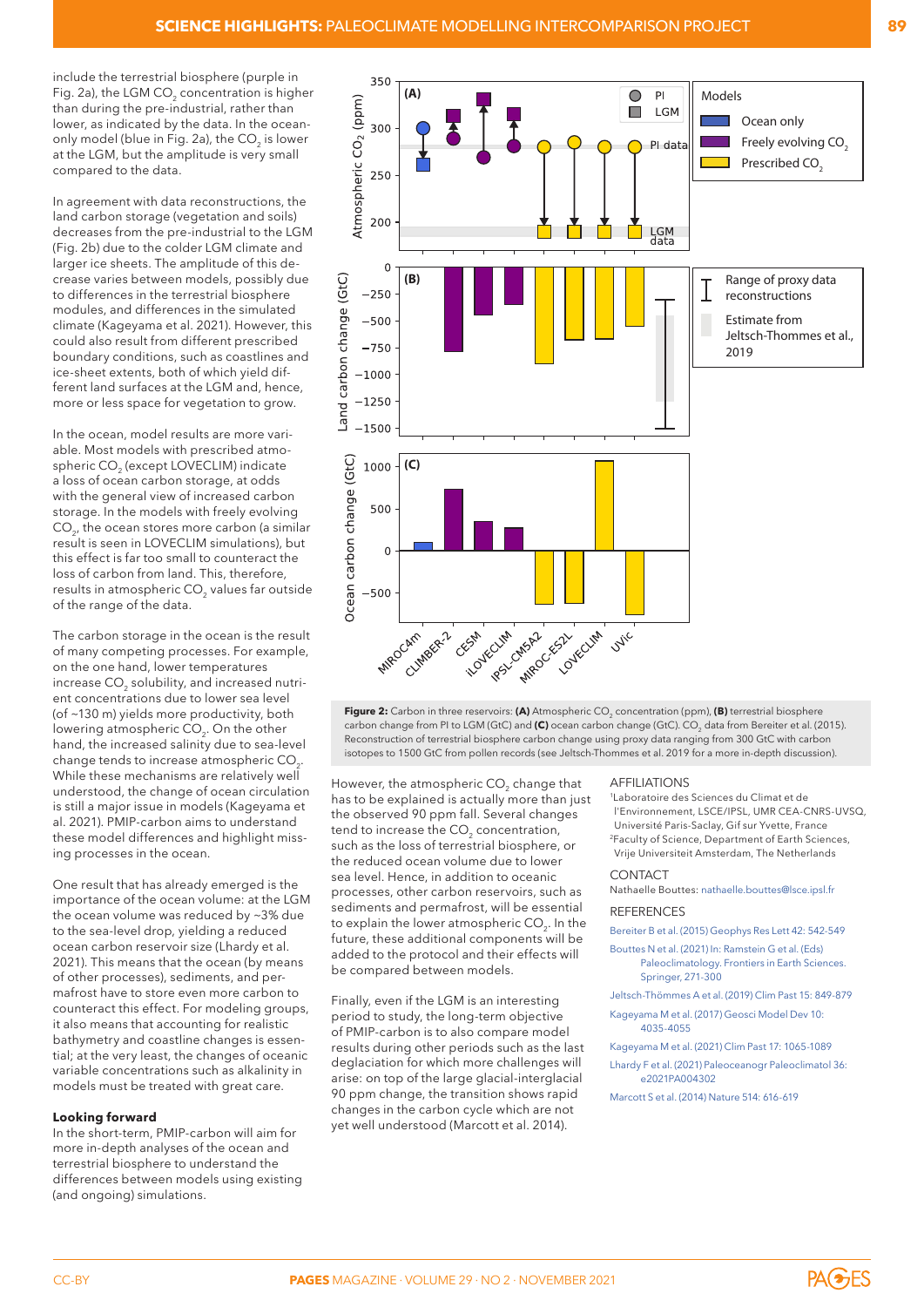include the terrestrial biosphere (purple in Fig. 2a), the LGM $CO_2$ concentration is higher than during the pre-industrial, rather than lower, as indicated by the data. In the ocean-only model (blue in Fig. 2a), the $CO_2$ is lower at the LGM, but the amplitude is very small compared to the data.

In agreement with data reconstructions, the land carbon storage (vegetation and soils) decreases from the pre-industrial to the LGM (Fig. 2b) due to the colder LGM climate and larger ice sheets. The amplitude of this decrease varies between models, possibly due to differences in the terrestrial biosphere modules, and differences in the simulated climate (Kageyama et al. 2021). However, this could also result from different prescribed boundary conditions, such as coastlines and ice-sheet extents, both of which yield different land surfaces at the LGM and, hence, more or less space for vegetation to grow.

In the ocean, model results are more variable. Most models with prescribed atmospheric $CO_2$ (except LOVECLIM) indicate a loss of ocean carbon storage, at odds with the general view of increased carbon storage. In the models with freely evolving $CO_2$, the ocean stores more carbon (a similar result is seen in LOVECLIM simulations), but this effect is far too small to counteract the loss of carbon from land. This, therefore, results in atmospheric $CO_2$ values far outside of the range of the data.

The carbon storage in the ocean is the result of many competing processes. For example, on the one hand, lower temperatures increase $CO_2$ solubility, and increased nutrient concentrations due to lower sea level (of ~130 m) yields more productivity, both lowering atmospheric $CO_2$. On the other hand, the increased salinity due to sea-level change tends to increase atmospheric $CO_2$. While these mechanisms are relatively well understood, the change of ocean circulation is still a major issue in models (Kageyama et al. 2021). PMIP-carbon aims to understand these model differences and highlight missing processes in the ocean.

One result that has already emerged is the importance of the ocean volume: at the LGM the ocean volume was reduced by ~3% due to the sea-level drop, yielding a reduced ocean carbon reservoir size (Lhardy et al. 2021). This means that the ocean (by means of other processes), sediments, and permafrost have to store even more carbon to counteract this effect. For modeling groups, it also means that accounting for realistic bathymetry and coastline changes is essential; at the very least, the changes of oceanic variable concentrations such as alkalinity in models must be treated with great care.

**Looking forward**

In the short-term, PMIP-carbon will aim for more in-depth analyses of the ocean and terrestrial biosphere to understand the differences between models using existing (and ongoing) simulations.

(A)
Atmospheric $CO_2$ (ppm)
350
300
250
200
PI
LGM
PI data
LGM data

Models
Ocean only
Freely evolving $CO_2$
Prescribed $CO_2$

(B)
Land carbon change (GtC)
0
−250
−500
−750
−1000
−1250
−1500

Range of proxy data reconstructions
Estimate from Jeltsch-Thommes et al., 2019

(C)
Ocean carbon change (GtC)
1000
500
0
−500

MIROC4m
CLIMBER-2
CESM
iLOVECLIM
IPSL-CM5A2
MIROC-ES2L
LOVECLIM
UVic

**Figure 2:** Carbon in three reservoirs: **(A)** Atmospheric $CO_2$ concentration (ppm), **(B)** terrestrial biosphere carbon change from PI to LGM (GtC) and **(C)** ocean carbon change (GtC). $CO_2$ data from Bereiter et al. (2015). Reconstruction of terrestrial biosphere carbon change using proxy data ranging from 300 GtC with carbon isotopes to 1500 GtC from pollen records (see Jeltsch-Thommes et al. 2019 for a more in-depth discussion).

However, the atmospheric $CO_2$ change that has to be explained is actually more than just the observed 90 ppm fall. Several changes tend to increase the $CO_2$ concentration, such as the loss of terrestrial biosphere, or the reduced ocean volume due to lower sea level. Hence, in addition to oceanic processes, other carbon reservoirs, such as sediments and permafrost, will be essential to explain the lower atmospheric $CO_2$. In the future, these additional components will be added to the protocol and their effects will be compared between models.

Finally, even if the LGM is an interesting period to study, the long-term objective of PMIP-carbon is to also compare model results during other periods such as the last deglaciation for which more challenges will arise: on top of the large glacial-interglacial 90 ppm change, the transition shows rapid changes in the carbon cycle which are not yet well understood (Marcott et al. 2014).

AFFILIATIONS

[1]Laboratoire des Sciences du Climat et de l'Environnement, LSCE/IPSL, UMR CEA-CNRS-UVSQ, Université Paris-Saclay, Gif sur Yvette, France
[2]Faculty of Science, Department of Earth Sciences, Vrije Universiteit Amsterdam, The Netherlands

CONTACT

Nathaelle Bouttes: nathaelle.bouttes@lsce.ipsl.fr

REFERENCES

Bereiter B et al. (2015) Geophys Res Lett 42: 542-549

Bouttes N et al. (2021) In: Ramstein G et al. (Eds) Paleoclimatology. Frontiers in Earth Sciences. Springer, 271-300

Jeltsch-Thömmes A et al. (2019) Clim Past 15: 849-879

Kageyama M et al. (2017) Geosci Model Dev 10: 4035-4055

Kageyama M et al. (2021) Clim Past 17: 1065-1089

Lhardy F et al. (2021) Paleoceanogr Paleoclimatol 36: e2021PA004302

Marcott S et al. (2014) Nature 514: 616-619